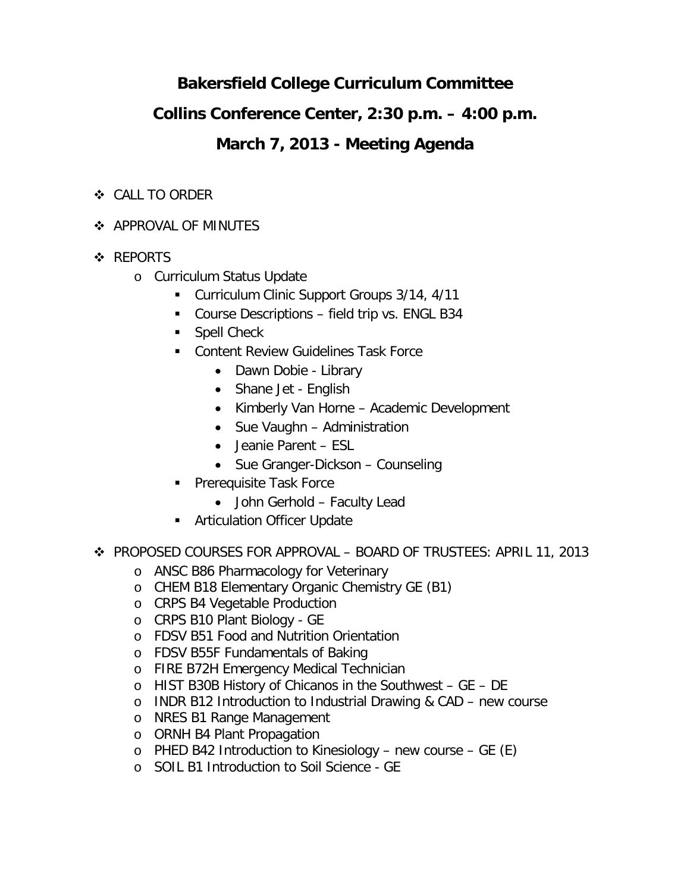# Bakersfield College Curriculum Committee

## Collins Conference Center, 2:30 p.m. – 4:00 p.m.

## March 7, 2013 - Meeting Agenda

- CALL TO ORDER
- APPROVAL OF MINUTES
- REPORTS
  - Curriculum Status Update
    - Curriculum Clinic Support Groups 3/14, 4/11
    - Course Descriptions – field trip vs. ENGL B34
    - Spell Check
    - Content Review Guidelines Task Force
      - Dawn Dobie - Library
      - Shane Jet - English
      - Kimberly Van Horne – Academic Development
      - Sue Vaughn – Administration
      - Jeanie Parent – ESL
      - Sue Granger-Dickson – Counseling
    - Prerequisite Task Force
      - John Gerhold – Faculty Lead
    - Articulation Officer Update
- PROPOSED COURSES FOR APPROVAL – BOARD OF TRUSTEES: APRIL 11, 2013
  - ANSC B86 Pharmacology for Veterinary
  - CHEM B18 Elementary Organic Chemistry GE (B1)
  - CRPS B4 Vegetable Production
  - CRPS B10 Plant Biology - GE
  - FDSV B51 Food and Nutrition Orientation
  - FDSV B55F Fundamentals of Baking
  - FIRE B72H Emergency Medical Technician
  - HIST B30B History of Chicanos in the Southwest – GE – DE
  - INDR B12 Introduction to Industrial Drawing & CAD – new course
  - NRES B1 Range Management
  - ORNH B4 Plant Propagation
  - PHED B42 Introduction to Kinesiology – new course – GE (E)
  - SOIL B1 Introduction to Soil Science - GE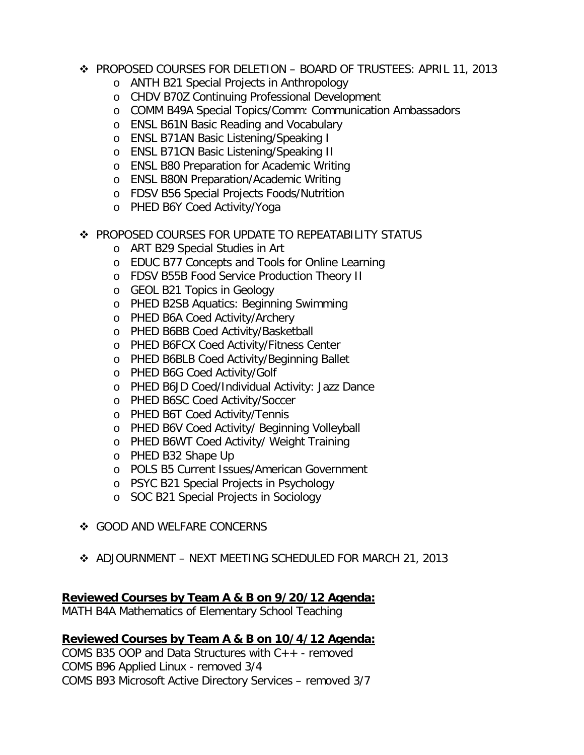- PROPOSED COURSES FOR DELETION – BOARD OF TRUSTEES: APRIL 11, 2013
    - ANTH B21 Special Projects in Anthropology
    - CHDV B70Z Continuing Professional Development
    - COMM B49A Special Topics/Comm: Communication Ambassadors
    - ENSL B61N Basic Reading and Vocabulary
    - ENSL B71AN Basic Listening/Speaking I
    - ENSL B71CN Basic Listening/Speaking II
    - ENSL B80 Preparation for Academic Writing
    - ENSL B80N Preparation/Academic Writing
    - FDSV B56 Special Projects Foods/Nutrition
    - PHED B6Y Coed Activity/Yoga

- PROPOSED COURSES FOR UPDATE TO REPEATABILITY STATUS
    - ART B29 Special Studies in Art
    - EDUC B77 Concepts and Tools for Online Learning
    - FDSV B55B Food Service Production Theory II
    - GEOL B21 Topics in Geology
    - PHED B2SB Aquatics: Beginning Swimming
    - PHED B6A Coed Activity/Archery
    - PHED B6BB Coed Activity/Basketball
    - PHED B6FCX Coed Activity/Fitness Center
    - PHED B6BLB Coed Activity/Beginning Ballet
    - PHED B6G Coed Activity/Golf
    - PHED B6JD Coed/Individual Activity: Jazz Dance
    - PHED B6SC Coed Activity/Soccer
    - PHED B6T Coed Activity/Tennis
    - PHED B6V Coed Activity/ Beginning Volleyball
    - PHED B6WT Coed Activity/ Weight Training
    - PHED B32 Shape Up
    - POLS B5 Current Issues/American Government
    - PSYC B21 Special Projects in Psychology
    - SOC B21 Special Projects in Sociology

- GOOD AND WELFARE CONCERNS

- ADJOURNMENT – NEXT MEETING SCHEDULED FOR MARCH 21, 2013

**Reviewed Courses by Team A & B on 9/20/12 Agenda:**

MATH B4A Mathematics of Elementary School Teaching

**Reviewed Courses by Team A & B on 10/4/12 Agenda:**

COMS B35 OOP and Data Structures with C++ - removed
COMS B96 Applied Linux - removed 3/4
COMS B93 Microsoft Active Directory Services – removed 3/7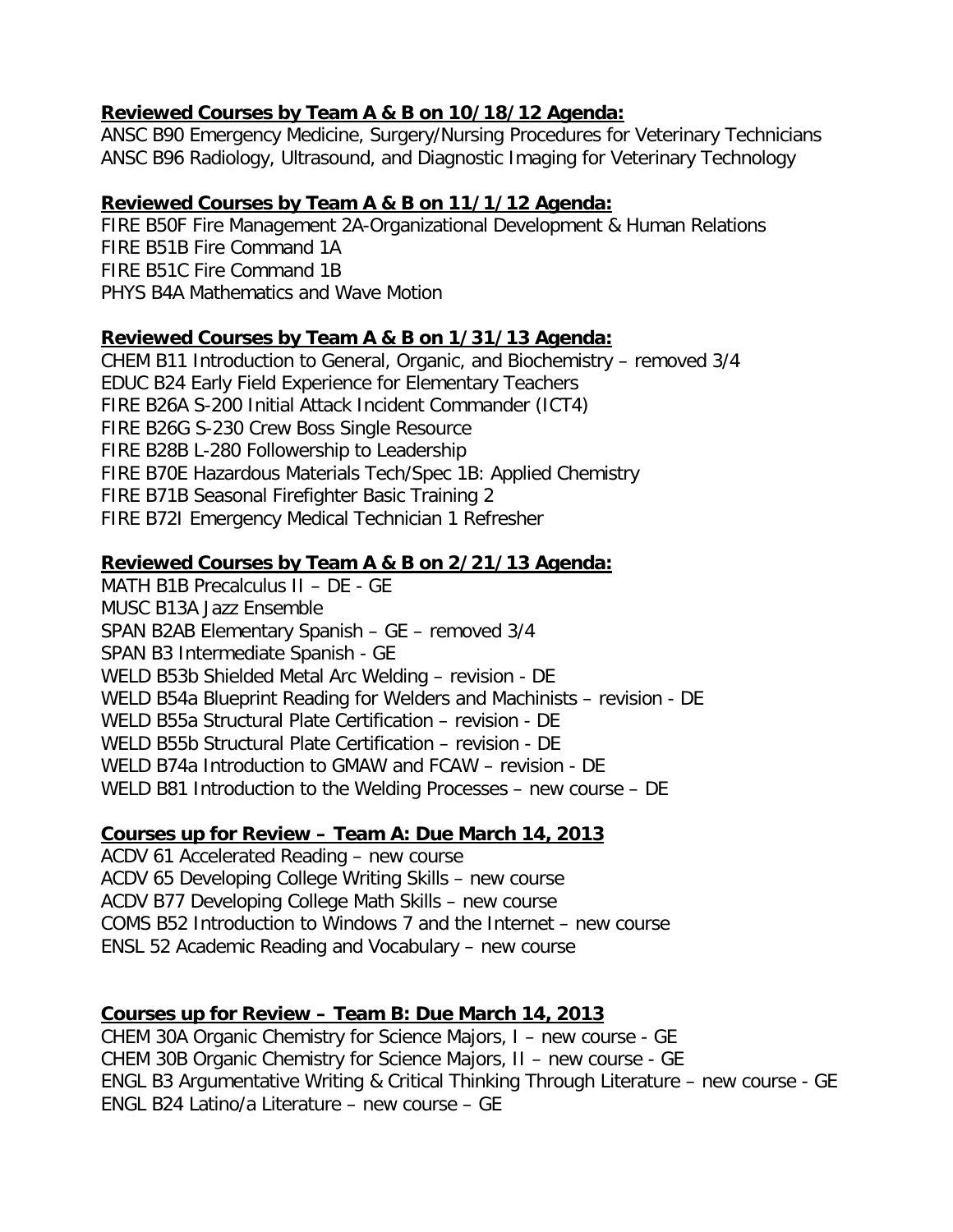**Reviewed Courses by Team A & B on 10/18/12 Agenda:**

ANSC B90 Emergency Medicine, Surgery/Nursing Procedures for Veterinary Technicians
ANSC B96 Radiology, Ultrasound, and Diagnostic Imaging for Veterinary Technology

**Reviewed Courses by Team A & B on 11/1/12 Agenda:**

FIRE B50F Fire Management 2A-Organizational Development & Human Relations
FIRE B51B Fire Command 1A
FIRE B51C Fire Command 1B
PHYS B4A Mathematics and Wave Motion

**Reviewed Courses by Team A & B on 1/31/13 Agenda:**

CHEM B11 Introduction to General, Organic, and Biochemistry – removed 3/4
EDUC B24 Early Field Experience for Elementary Teachers
FIRE B26A S-200 Initial Attack Incident Commander (ICT4)
FIRE B26G S-230 Crew Boss Single Resource
FIRE B28B L-280 Followership to Leadership
FIRE B70E Hazardous Materials Tech/Spec 1B: Applied Chemistry
FIRE B71B Seasonal Firefighter Basic Training 2
FIRE B72I Emergency Medical Technician 1 Refresher

**Reviewed Courses by Team A & B on 2/21/13 Agenda:**

MATH B1B Precalculus II – DE - GE
MUSC B13A Jazz Ensemble
SPAN B2AB Elementary Spanish – GE – removed 3/4
SPAN B3 Intermediate Spanish - GE
WELD B53b Shielded Metal Arc Welding – revision - DE
WELD B54a Blueprint Reading for Welders and Machinists – revision - DE
WELD B55a Structural Plate Certification – revision - DE
WELD B55b Structural Plate Certification – revision - DE
WELD B74a Introduction to GMAW and FCAW – revision - DE
WELD B81 Introduction to the Welding Processes – new course – DE

**Courses up for Review – Team A: Due March 14, 2013**

ACDV 61 Accelerated Reading – new course
ACDV 65 Developing College Writing Skills – new course
ACDV B77 Developing College Math Skills – new course
COMS B52 Introduction to Windows 7 and the Internet – new course
ENSL 52 Academic Reading and Vocabulary – new course

**Courses up for Review – Team B: Due March 14, 2013**

CHEM 30A Organic Chemistry for Science Majors, I – new course - GE
CHEM 30B Organic Chemistry for Science Majors, II – new course - GE
ENGL B3 Argumentative Writing & Critical Thinking Through Literature – new course - GE
ENGL B24 Latino/a Literature – new course – GE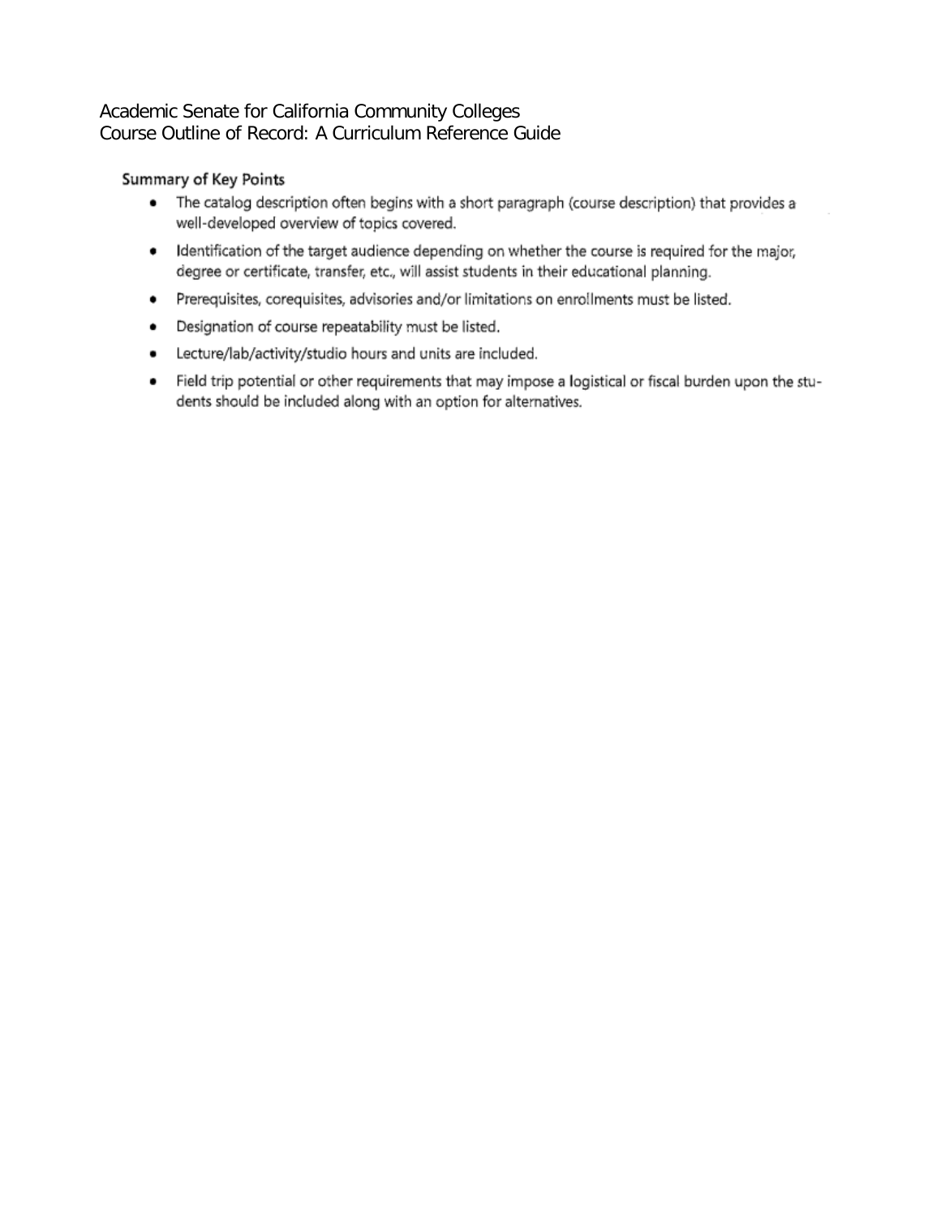Academic Senate for California Community Colleges
Course Outline of Record: A Curriculum Reference Guide

**Summary of Key Points**

- The catalog description often begins with a short paragraph (course description) that provides a well-developed overview of topics covered.
- Identification of the target audience depending on whether the course is required for the major, degree or certificate, transfer, etc., will assist students in their educational planning.
- Prerequisites, corequisites, advisories and/or limitations on enrollments must be listed.
- Designation of course repeatability must be listed.
- Lecture/lab/activity/studio hours and units are included.
- Field trip potential or other requirements that may impose a logistical or fiscal burden upon the students should be included along with an option for alternatives.